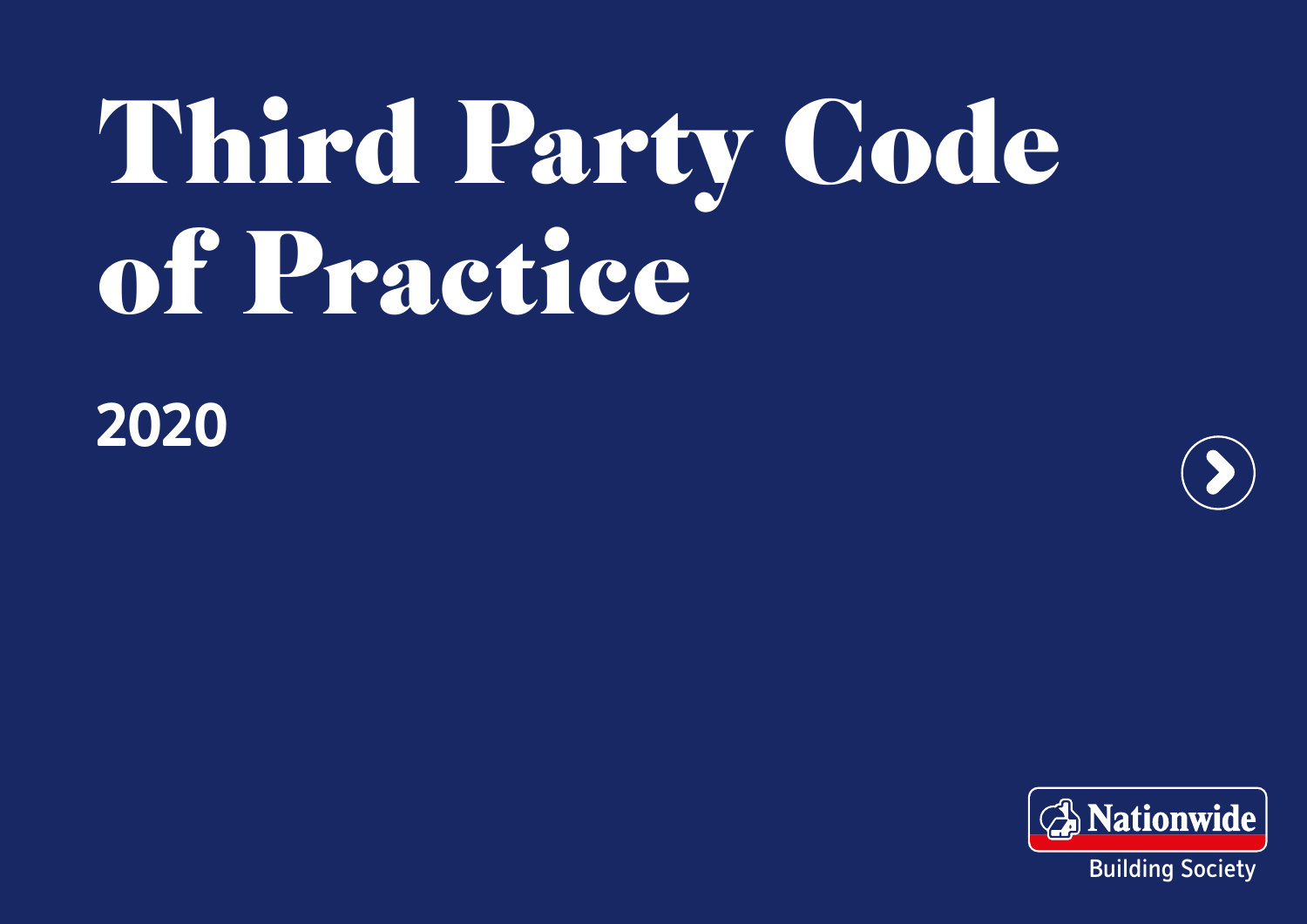# Third Party Code of Practice

## 2020

Nationwide

Building Society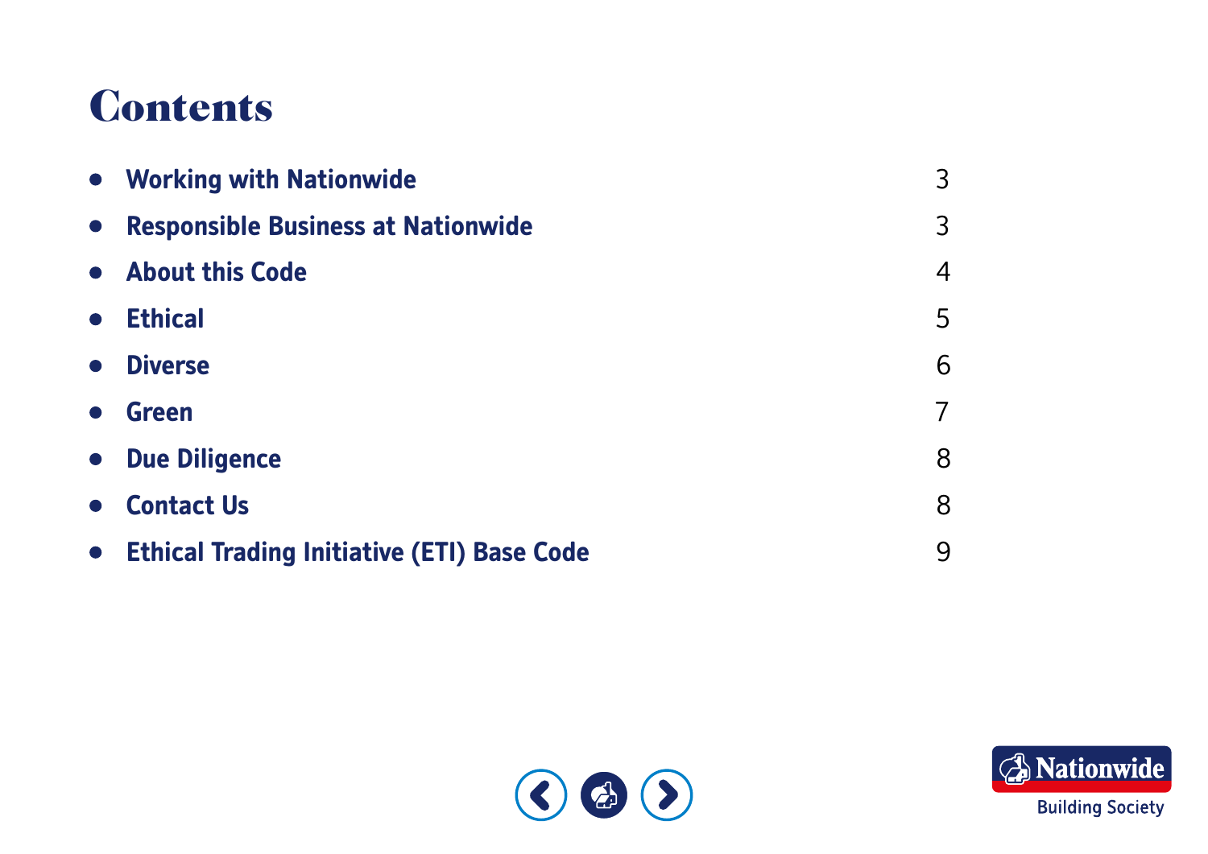# Contents

- **Working with Nationwide** 3
- **Responsible Business at Nationwide** 3
- **About this Code** 4
- **Ethical** 5
- **Diverse** 6
- **Green** 7
- **Due Diligence** 8
- **Contact Us** 8
- **Ethical Trading Initiative (ETI) Base Code** 9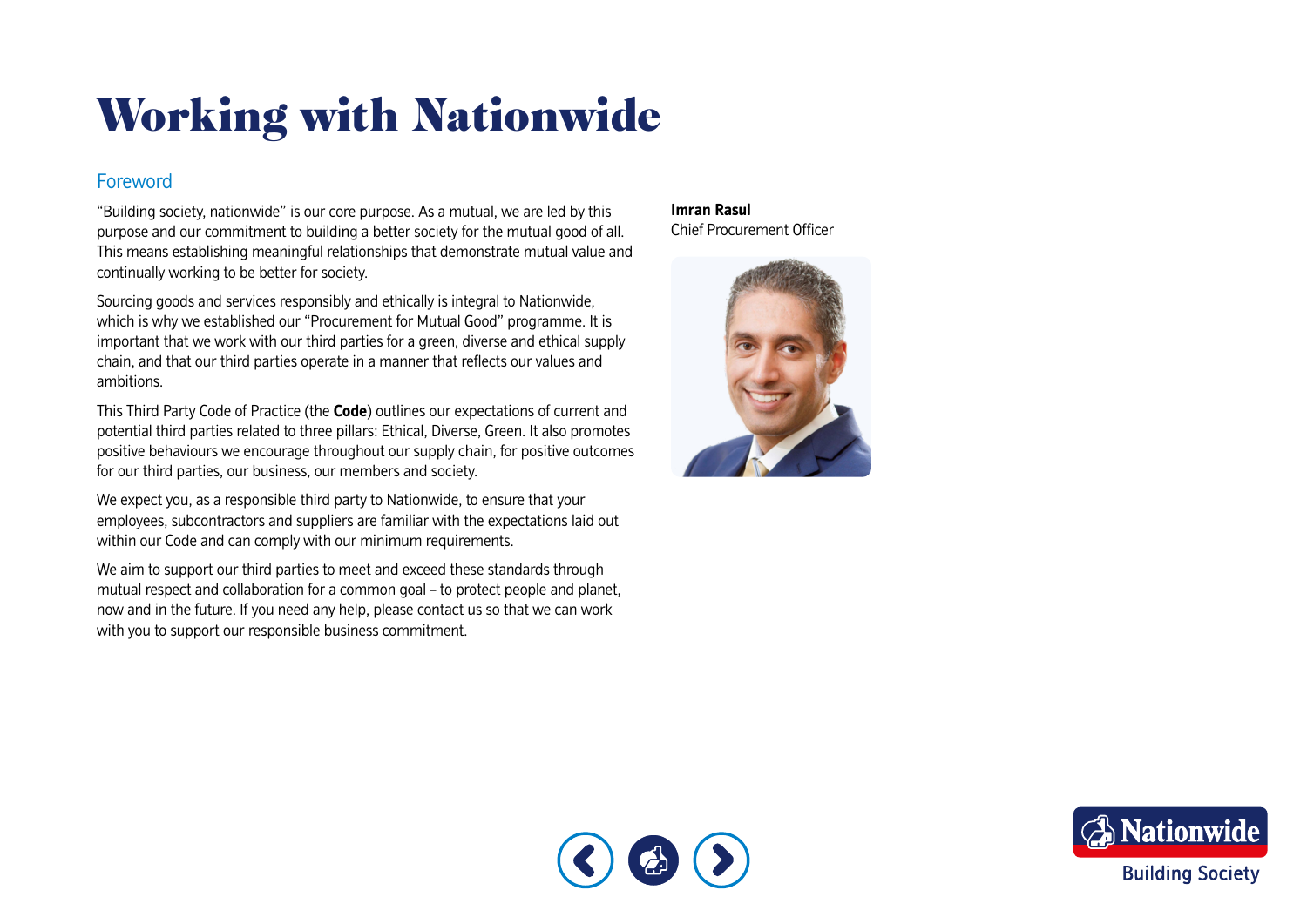# Working with Nationwide

## Foreword

"Building society, nationwide" is our core purpose. As a mutual, we are led by this purpose and our commitment to building a better society for the mutual good of all. This means establishing meaningful relationships that demonstrate mutual value and continually working to be better for society.

Sourcing goods and services responsibly and ethically is integral to Nationwide, which is why we established our "Procurement for Mutual Good" programme. It is important that we work with our third parties for a green, diverse and ethical supply chain, and that our third parties operate in a manner that reflects our values and ambitions.

This Third Party Code of Practice (the **Code**) outlines our expectations of current and potential third parties related to three pillars: Ethical, Diverse, Green. It also promotes positive behaviours we encourage throughout our supply chain, for positive outcomes for our third parties, our business, our members and society.

We expect you, as a responsible third party to Nationwide, to ensure that your employees, subcontractors and suppliers are familiar with the expectations laid out within our Code and can comply with our minimum requirements.

We aim to support our third parties to meet and exceed these standards through mutual respect and collaboration for a common goal – to protect people and planet, now and in the future. If you need any help, please contact us so that we can work with you to support our responsible business commitment.

**Imran Rasul**
Chief Procurement Officer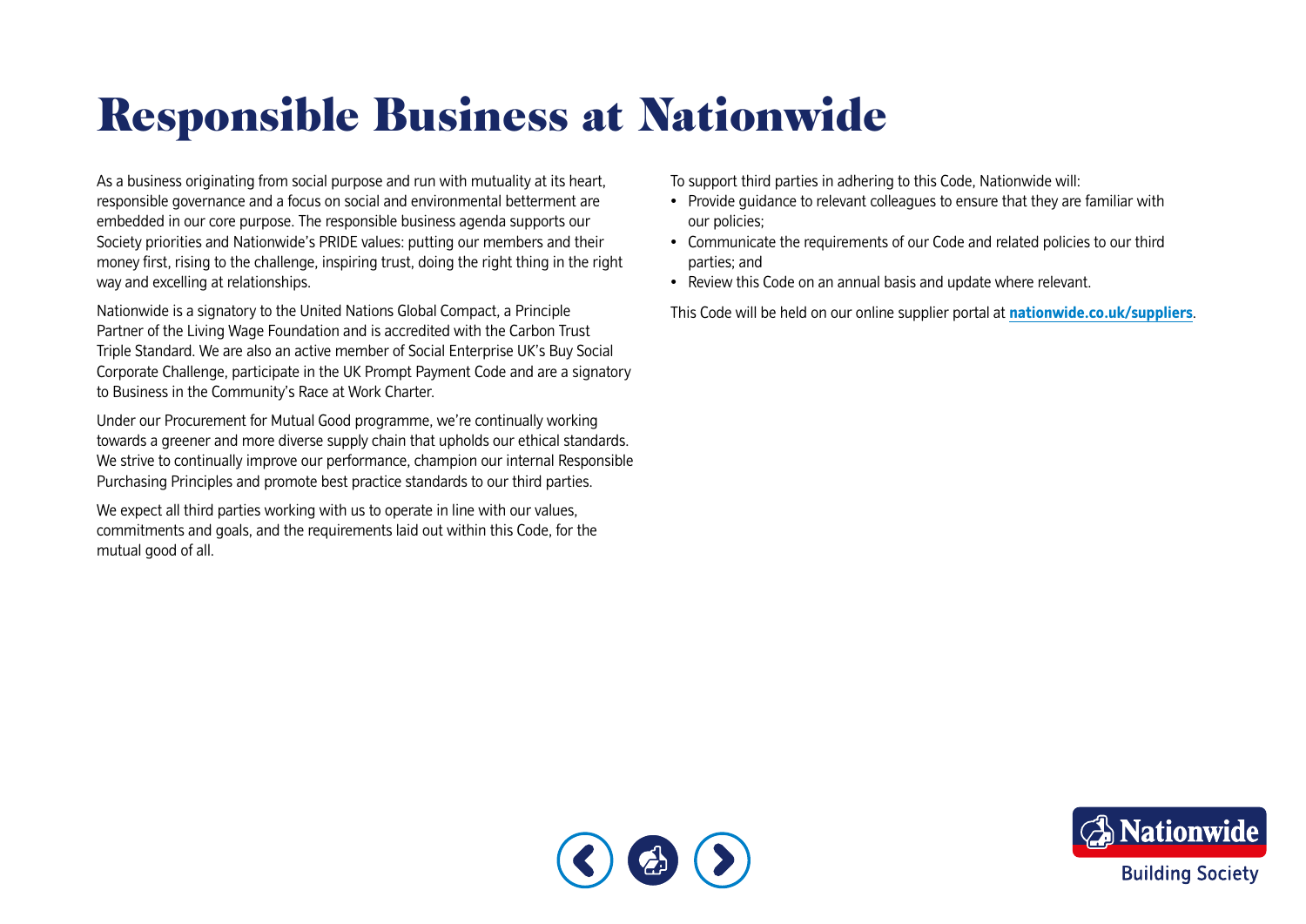# Responsible Business at Nationwide

As a business originating from social purpose and run with mutuality at its heart, responsible governance and a focus on social and environmental betterment are embedded in our core purpose. The responsible business agenda supports our Society priorities and Nationwide's PRIDE values: putting our members and their money first, rising to the challenge, inspiring trust, doing the right thing in the right way and excelling at relationships.

Nationwide is a signatory to the United Nations Global Compact, a Principle Partner of the Living Wage Foundation and is accredited with the Carbon Trust Triple Standard. We are also an active member of Social Enterprise UK's Buy Social Corporate Challenge, participate in the UK Prompt Payment Code and are a signatory to Business in the Community's Race at Work Charter.

Under our Procurement for Mutual Good programme, we're continually working towards a greener and more diverse supply chain that upholds our ethical standards. We strive to continually improve our performance, champion our internal Responsible Purchasing Principles and promote best practice standards to our third parties.

We expect all third parties working with us to operate in line with our values, commitments and goals, and the requirements laid out within this Code, for the mutual good of all.

To support third parties in adhering to this Code, Nationwide will:

- Provide guidance to relevant colleagues to ensure that they are familiar with our policies;
- Communicate the requirements of our Code and related policies to our third parties; and
- Review this Code on an annual basis and update where relevant.

This Code will be held on our online supplier portal at **nationwide.co.uk/suppliers**.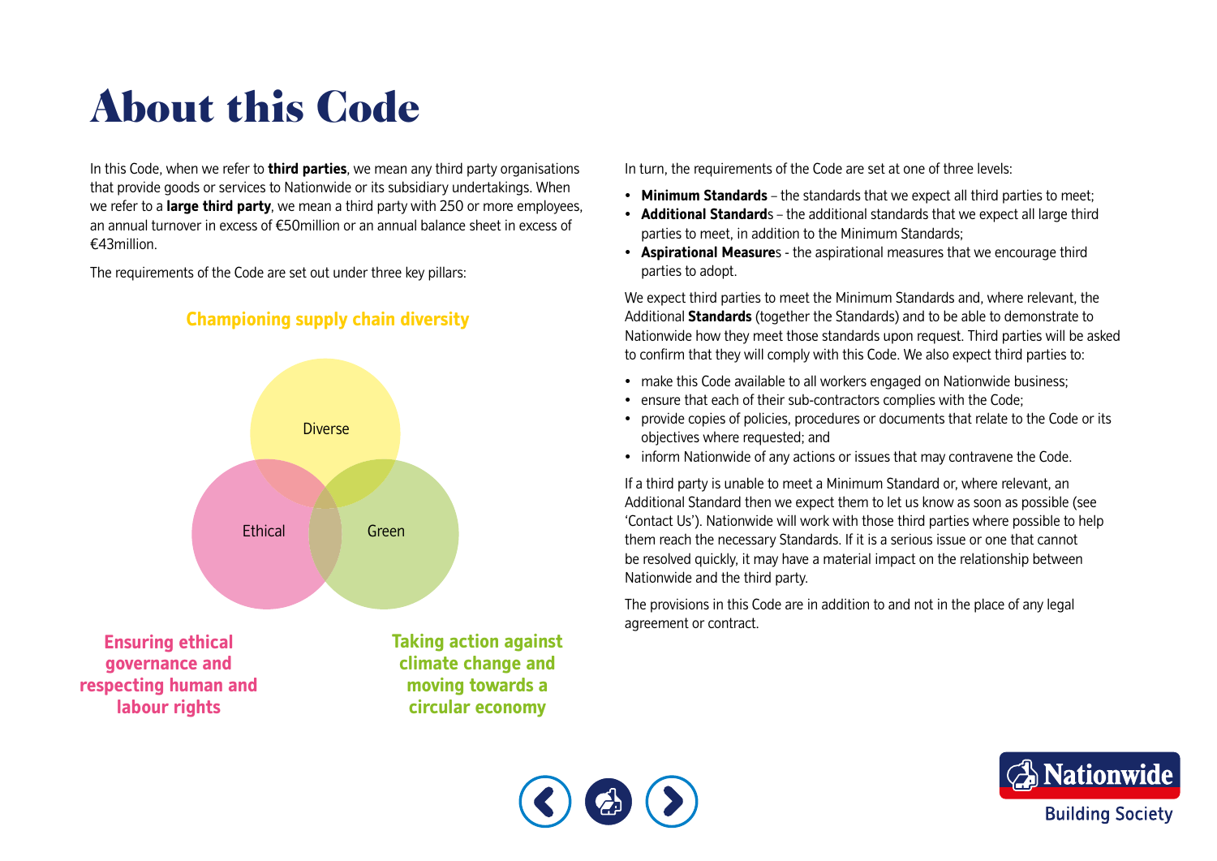# About this Code

In this Code, when we refer to **third parties**, we mean any third party organisations that provide goods or services to Nationwide or its subsidiary undertakings. When we refer to a **large third party**, we mean a third party with 250 or more employees, an annual turnover in excess of €50million or an annual balance sheet in excess of €43million.

The requirements of the Code are set out under three key pillars:

**Championing supply chain diversity**

Diverse

Ethical

Green

**Ensuring ethical governance and respecting human and labour rights**

**Taking action against climate change and moving towards a circular economy**

In turn, the requirements of the Code are set at one of three levels:

- **Minimum Standards** – the standards that we expect all third parties to meet;
- **Additional Standard**s – the additional standards that we expect all large third parties to meet, in addition to the Minimum Standards;
- **Aspirational Measure**s - the aspirational measures that we encourage third parties to adopt.

We expect third parties to meet the Minimum Standards and, where relevant, the Additional **Standards** (together the Standards) and to be able to demonstrate to Nationwide how they meet those standards upon request. Third parties will be asked to confirm that they will comply with this Code. We also expect third parties to:

- make this Code available to all workers engaged on Nationwide business;
- ensure that each of their sub-contractors complies with the Code;
- provide copies of policies, procedures or documents that relate to the Code or its objectives where requested; and
- inform Nationwide of any actions or issues that may contravene the Code.

If a third party is unable to meet a Minimum Standard or, where relevant, an Additional Standard then we expect them to let us know as soon as possible (see 'Contact Us'). Nationwide will work with those third parties where possible to help them reach the necessary Standards. If it is a serious issue or one that cannot be resolved quickly, it may have a material impact on the relationship between Nationwide and the third party.

The provisions in this Code are in addition to and not in the place of any legal agreement or contract.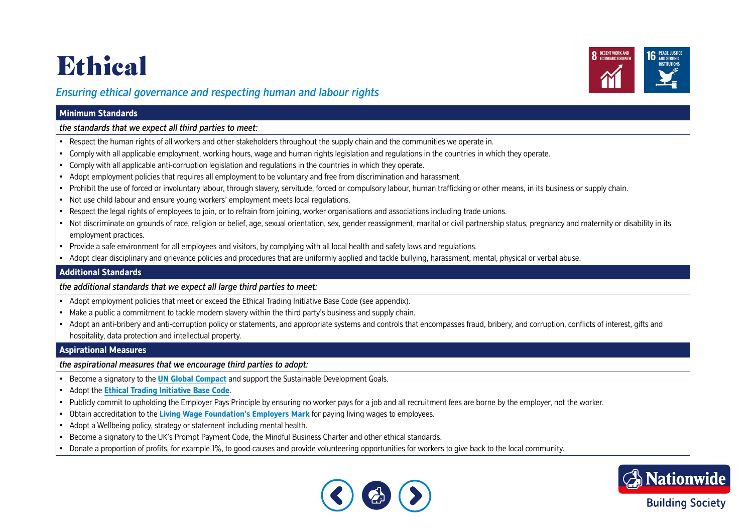# Ethical

*Ensuring ethical governance and respecting human and labour rights*

## Minimum Standards

*the standards that we expect all third parties to meet:*

- Respect the human rights of all workers and other stakeholders throughout the supply chain and the communities we operate in.
- Comply with all applicable employment, working hours, wage and human rights legislation and regulations in the countries in which they operate.
- Comply with all applicable anti-corruption legislation and regulations in the countries in which they operate.
- Adopt employment policies that requires all employment to be voluntary and free from discrimination and harassment.
- Prohibit the use of forced or involuntary labour, through slavery, servitude, forced or compulsory labour, human trafficking or other means, in its business or supply chain.
- Not use child labour and ensure young workers' employment meets local regulations.
- Respect the legal rights of employees to join, or to refrain from joining, worker organisations and associations including trade unions.
- Not discriminate on grounds of race, religion or belief, age, sexual orientation, sex, gender reassignment, marital or civil partnership status, pregnancy and maternity or disability in its employment practices.
- Provide a safe environment for all employees and visitors, by complying with all local health and safety laws and regulations.
- Adopt clear disciplinary and grievance policies and procedures that are uniformly applied and tackle bullying, harassment, mental, physical or verbal abuse.

## Additional Standards

*the additional standards that we expect all large third parties to meet:*

- Adopt employment policies that meet or exceed the Ethical Trading Initiative Base Code (see appendix).
- Make a public commitment to tackle modern slavery within the third party's business and supply chain.
- Adopt an anti-bribery and anti-corruption policy or statements, and appropriate systems and controls that encompasses fraud, bribery, and corruption, conflicts of interest, gifts and hospitality, data protection and intellectual property.

## Aspirational Measures

*the aspirational measures that we encourage third parties to adopt:*

- Become a signatory to the **UN Global Compact** and support the Sustainable Development Goals.
- Adopt the **Ethical Trading Initiative Base Code**.
- Publicly commit to upholding the Employer Pays Principle by ensuring no worker pays for a job and all recruitment fees are borne by the employer, not the worker.
- Obtain accreditation to the **Living Wage Foundation's Employers Mark** for paying living wages to employees.
- Adopt a Wellbeing policy, strategy or statement including mental health.
- Become a signatory to the UK's Prompt Payment Code, the Mindful Business Charter and other ethical standards.
- Donate a proportion of profits, for example 1%, to good causes and provide volunteering opportunities for workers to give back to the local community.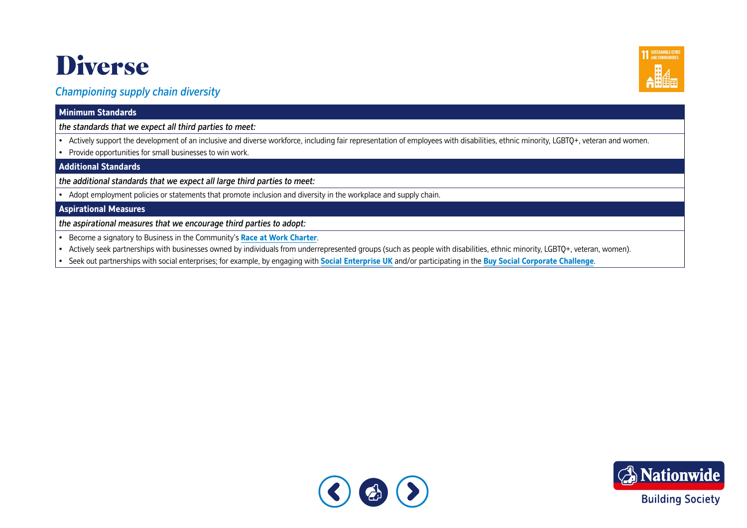# Diverse

*Championing supply chain diversity*

**Minimum Standards**

*the standards that we expect all third parties to meet:*

- Actively support the development of an inclusive and diverse workforce, including fair representation of employees with disabilities, ethnic minority, LGBTQ+, veteran and women.
- Provide opportunities for small businesses to win work.

**Additional Standards**

*the additional standards that we expect all large third parties to meet:*

- Adopt employment policies or statements that promote inclusion and diversity in the workplace and supply chain.

**Aspirational Measures**

*the aspirational measures that we encourage third parties to adopt:*

- Become a signatory to Business in the Community's **Race at Work Charter**.
- Actively seek partnerships with businesses owned by individuals from underrepresented groups (such as people with disabilities, ethnic minority, LGBTQ+, veteran, women).
- Seek out partnerships with social enterprises; for example, by engaging with **Social Enterprise UK** and/or participating in the **Buy Social Corporate Challenge**.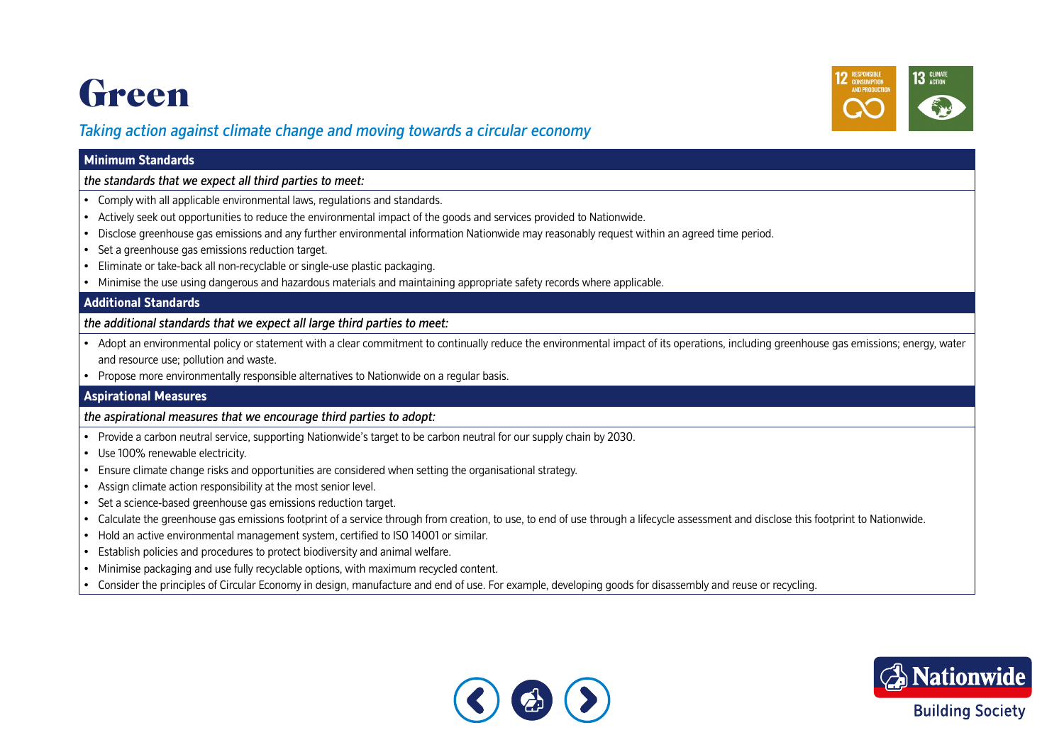# Green

*Taking action against climate change and moving towards a circular economy*

## Minimum Standards

*the standards that we expect all third parties to meet:*

- Comply with all applicable environmental laws, regulations and standards.
- Actively seek out opportunities to reduce the environmental impact of the goods and services provided to Nationwide.
- Disclose greenhouse gas emissions and any further environmental information Nationwide may reasonably request within an agreed time period.
- Set a greenhouse gas emissions reduction target.
- Eliminate or take-back all non-recyclable or single-use plastic packaging.
- Minimise the use using dangerous and hazardous materials and maintaining appropriate safety records where applicable.

## Additional Standards

*the additional standards that we expect all large third parties to meet:*

- Adopt an environmental policy or statement with a clear commitment to continually reduce the environmental impact of its operations, including greenhouse gas emissions; energy, water and resource use; pollution and waste.
- Propose more environmentally responsible alternatives to Nationwide on a regular basis.

## Aspirational Measures

*the aspirational measures that we encourage third parties to adopt:*

- Provide a carbon neutral service, supporting Nationwide's target to be carbon neutral for our supply chain by 2030.
- Use 100% renewable electricity.
- Ensure climate change risks and opportunities are considered when setting the organisational strategy.
- Assign climate action responsibility at the most senior level.
- Set a science-based greenhouse gas emissions reduction target.
- Calculate the greenhouse gas emissions footprint of a service through from creation, to use, to end of use through a lifecycle assessment and disclose this footprint to Nationwide.
- Hold an active environmental management system, certified to ISO 14001 or similar.
- Establish policies and procedures to protect biodiversity and animal welfare.
- Minimise packaging and use fully recyclable options, with maximum recycled content.
- Consider the principles of Circular Economy in design, manufacture and end of use. For example, developing goods for disassembly and reuse or recycling.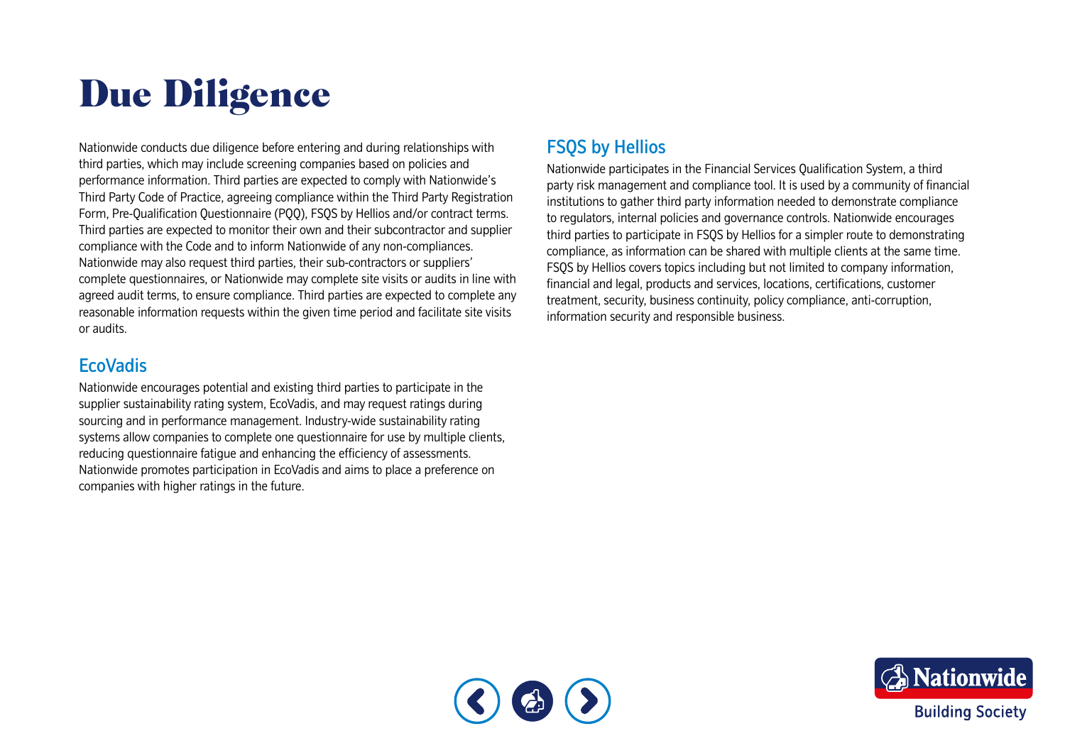# Due Diligence

Nationwide conducts due diligence before entering and during relationships with third parties, which may include screening companies based on policies and performance information. Third parties are expected to comply with Nationwide's Third Party Code of Practice, agreeing compliance within the Third Party Registration Form, Pre-Qualification Questionnaire (PQQ), FSQS by Hellios and/or contract terms. Third parties are expected to monitor their own and their subcontractor and supplier compliance with the Code and to inform Nationwide of any non-compliances. Nationwide may also request third parties, their sub-contractors or suppliers' complete questionnaires, or Nationwide may complete site visits or audits in line with agreed audit terms, to ensure compliance. Third parties are expected to complete any reasonable information requests within the given time period and facilitate site visits or audits.

## EcoVadis

Nationwide encourages potential and existing third parties to participate in the supplier sustainability rating system, EcoVadis, and may request ratings during sourcing and in performance management. Industry-wide sustainability rating systems allow companies to complete one questionnaire for use by multiple clients, reducing questionnaire fatigue and enhancing the efficiency of assessments. Nationwide promotes participation in EcoVadis and aims to place a preference on companies with higher ratings in the future.

## FSQS by Hellios

Nationwide participates in the Financial Services Qualification System, a third party risk management and compliance tool. It is used by a community of financial institutions to gather third party information needed to demonstrate compliance to regulators, internal policies and governance controls. Nationwide encourages third parties to participate in FSQS by Hellios for a simpler route to demonstrating compliance, as information can be shared with multiple clients at the same time. FSQS by Hellios covers topics including but not limited to company information, financial and legal, products and services, locations, certifications, customer treatment, security, business continuity, policy compliance, anti-corruption, information security and responsible business.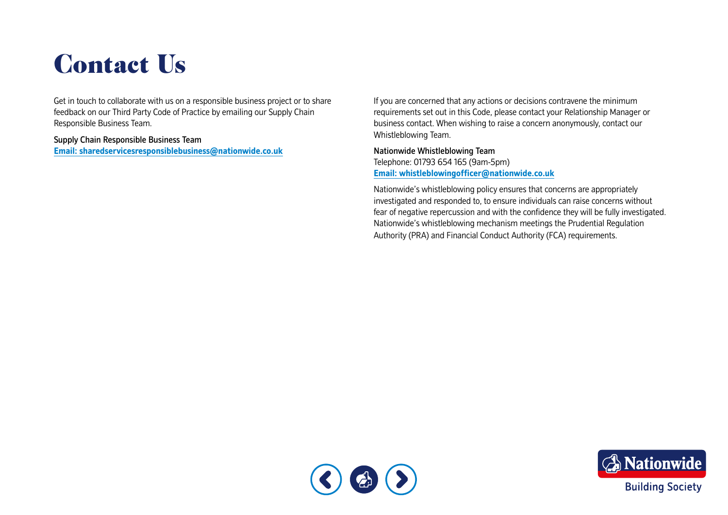# Contact Us

Get in touch to collaborate with us on a responsible business project or to share feedback on our Third Party Code of Practice by emailing our Supply Chain Responsible Business Team.

Supply Chain Responsible Business Team
**Email: sharedservicesresponsiblebusiness@nationwide.co.uk**

If you are concerned that any actions or decisions contravene the minimum requirements set out in this Code, please contact your Relationship Manager or business contact. When wishing to raise a concern anonymously, contact our Whistleblowing Team.

Nationwide Whistleblowing Team
Telephone: 01793 654 165 (9am-5pm)
**Email: whistleblowingofficer@nationwide.co.uk**

Nationwide's whistleblowing policy ensures that concerns are appropriately investigated and responded to, to ensure individuals can raise concerns without fear of negative repercussion and with the confidence they will be fully investigated. Nationwide's whistleblowing mechanism meetings the Prudential Regulation Authority (PRA) and Financial Conduct Authority (FCA) requirements.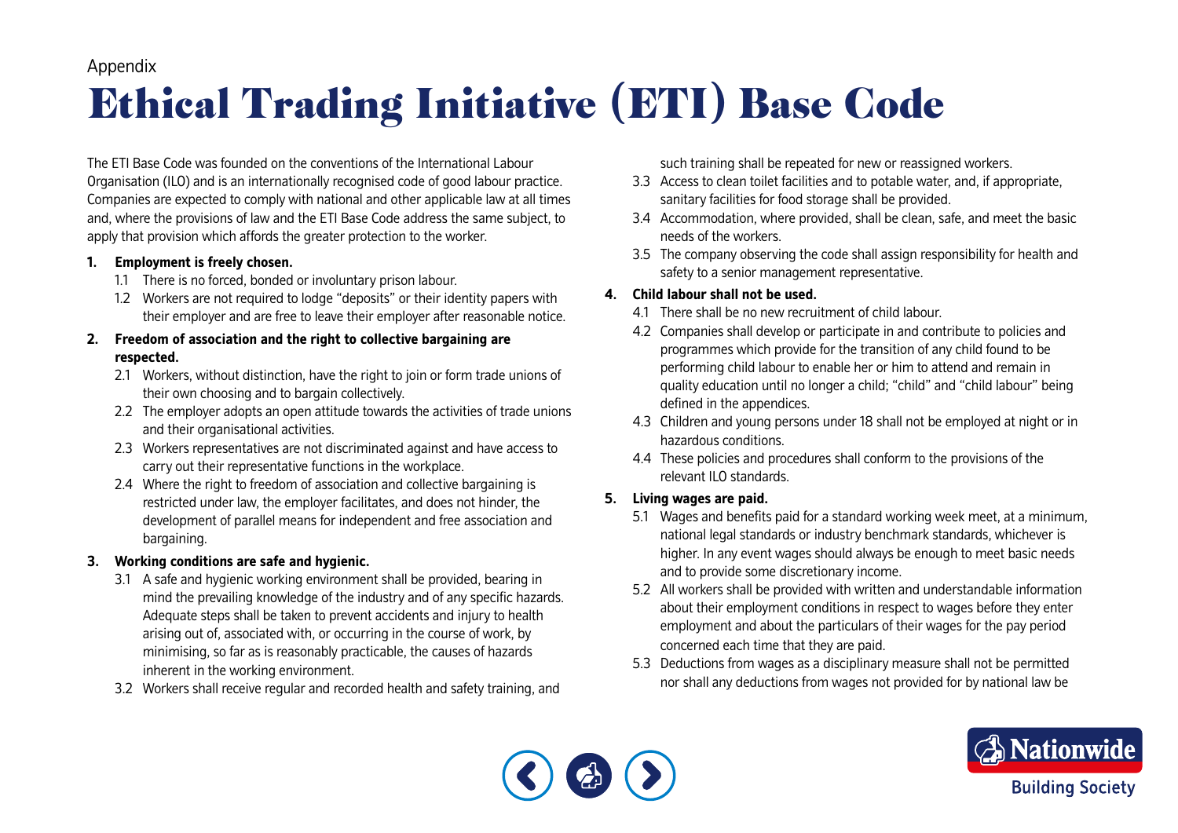Appendix

# Ethical Trading Initiative (ETI) Base Code

The ETI Base Code was founded on the conventions of the International Labour Organisation (ILO) and is an internationally recognised code of good labour practice. Companies are expected to comply with national and other applicable law at all times and, where the provisions of law and the ETI Base Code address the same subject, to apply that provision which affords the greater protection to the worker.

1. **Employment is freely chosen.**
   - 1.1 There is no forced, bonded or involuntary prison labour.
   - 1.2 Workers are not required to lodge "deposits" or their identity papers with their employer and are free to leave their employer after reasonable notice.

2. **Freedom of association and the right to collective bargaining are respected.**
   - 2.1 Workers, without distinction, have the right to join or form trade unions of their own choosing and to bargain collectively.
   - 2.2 The employer adopts an open attitude towards the activities of trade unions and their organisational activities.
   - 2.3 Workers representatives are not discriminated against and have access to carry out their representative functions in the workplace.
   - 2.4 Where the right to freedom of association and collective bargaining is restricted under law, the employer facilitates, and does not hinder, the development of parallel means for independent and free association and bargaining.

3. **Working conditions are safe and hygienic.**
   - 3.1 A safe and hygienic working environment shall be provided, bearing in mind the prevailing knowledge of the industry and of any specific hazards. Adequate steps shall be taken to prevent accidents and injury to health arising out of, associated with, or occurring in the course of work, by minimising, so far as is reasonably practicable, the causes of hazards inherent in the working environment.
   - 3.2 Workers shall receive regular and recorded health and safety training, and such training shall be repeated for new or reassigned workers.
   - 3.3 Access to clean toilet facilities and to potable water, and, if appropriate, sanitary facilities for food storage shall be provided.
   - 3.4 Accommodation, where provided, shall be clean, safe, and meet the basic needs of the workers.
   - 3.5 The company observing the code shall assign responsibility for health and safety to a senior management representative.

4. **Child labour shall not be used.**
   - 4.1 There shall be no new recruitment of child labour.
   - 4.2 Companies shall develop or participate in and contribute to policies and programmes which provide for the transition of any child found to be performing child labour to enable her or him to attend and remain in quality education until no longer a child; "child" and "child labour" being defined in the appendices.
   - 4.3 Children and young persons under 18 shall not be employed at night or in hazardous conditions.
   - 4.4 These policies and procedures shall conform to the provisions of the relevant ILO standards.

5. **Living wages are paid.**
   - 5.1 Wages and benefits paid for a standard working week meet, at a minimum, national legal standards or industry benchmark standards, whichever is higher. In any event wages should always be enough to meet basic needs and to provide some discretionary income.
   - 5.2 All workers shall be provided with written and understandable information about their employment conditions in respect to wages before they enter employment and about the particulars of their wages for the pay period concerned each time that they are paid.
   - 5.3 Deductions from wages as a disciplinary measure shall not be permitted nor shall any deductions from wages not provided for by national law be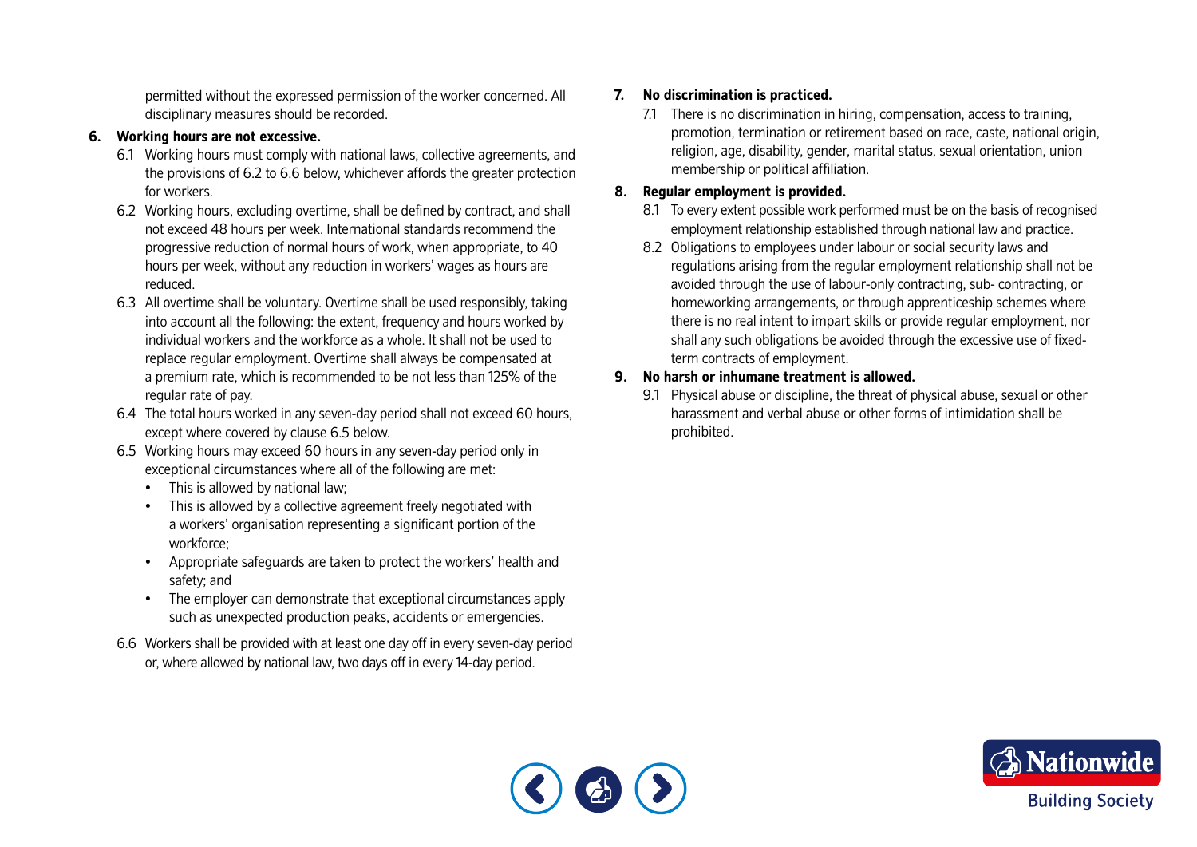permitted without the expressed permission of the worker concerned. All disciplinary measures should be recorded.

**6. Working hours are not excessive.**

6.1 Working hours must comply with national laws, collective agreements, and the provisions of 6.2 to 6.6 below, whichever affords the greater protection for workers.

6.2 Working hours, excluding overtime, shall be defined by contract, and shall not exceed 48 hours per week. International standards recommend the progressive reduction of normal hours of work, when appropriate, to 40 hours per week, without any reduction in workers' wages as hours are reduced.

6.3 All overtime shall be voluntary. Overtime shall be used responsibly, taking into account all the following: the extent, frequency and hours worked by individual workers and the workforce as a whole. It shall not be used to replace regular employment. Overtime shall always be compensated at a premium rate, which is recommended to be not less than 125% of the regular rate of pay.

6.4 The total hours worked in any seven-day period shall not exceed 60 hours, except where covered by clause 6.5 below.

6.5 Working hours may exceed 60 hours in any seven-day period only in exceptional circumstances where all of the following are met:

- This is allowed by national law;
- This is allowed by a collective agreement freely negotiated with a workers' organisation representing a significant portion of the workforce;
- Appropriate safeguards are taken to protect the workers' health and safety; and
- The employer can demonstrate that exceptional circumstances apply such as unexpected production peaks, accidents or emergencies.

6.6 Workers shall be provided with at least one day off in every seven-day period or, where allowed by national law, two days off in every 14-day period.

**7. No discrimination is practiced.**

7.1 There is no discrimination in hiring, compensation, access to training, promotion, termination or retirement based on race, caste, national origin, religion, age, disability, gender, marital status, sexual orientation, union membership or political affiliation.

**8. Regular employment is provided.**

8.1 To every extent possible work performed must be on the basis of recognised employment relationship established through national law and practice.

8.2 Obligations to employees under labour or social security laws and regulations arising from the regular employment relationship shall not be avoided through the use of labour-only contracting, sub- contracting, or homeworking arrangements, or through apprenticeship schemes where there is no real intent to impart skills or provide regular employment, nor shall any such obligations be avoided through the excessive use of fixed-term contracts of employment.

**9. No harsh or inhumane treatment is allowed.**

9.1 Physical abuse or discipline, the threat of physical abuse, sexual or other harassment and verbal abuse or other forms of intimidation shall be prohibited.